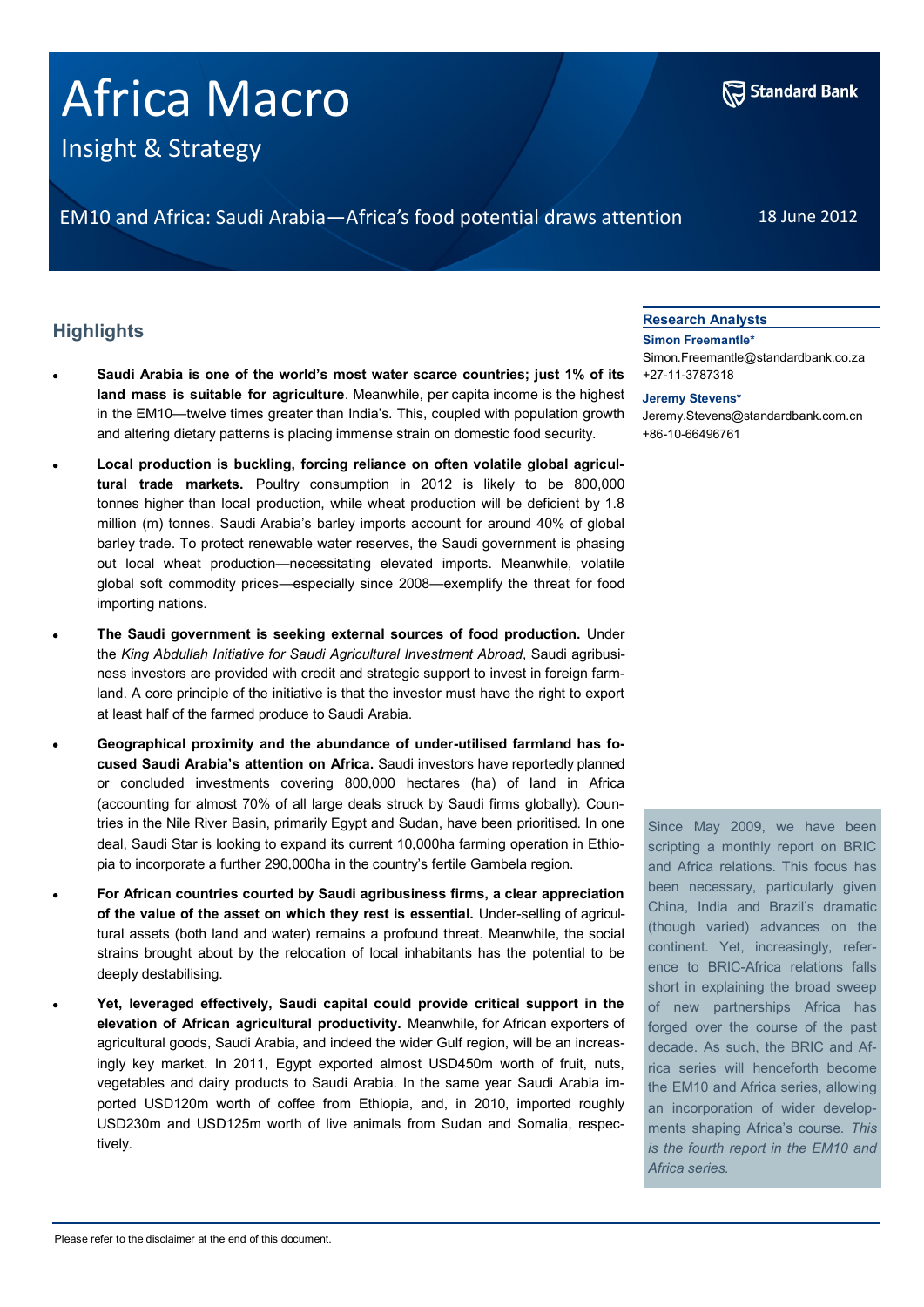# Africa Macro

## Insight & Strategy

Standard Bank

EM10 and Africa: Saudi Arabia—Africa's food potential draws attention

18 June 2012

## Highlights

- **Saudi Arabia is one of the world's most water scarce countries; just 1% of its land mass is suitable for agriculture**. Meanwhile, per capita income is the highest in the EM10—twelve times greater than India's. This, coupled with population growth and altering dietary patterns is placing immense strain on domestic food security.
- **Local production is buckling, forcing reliance on often volatile global agricultural trade markets.** Poultry consumption in 2012 is likely to be 800,000 tonnes higher than local production, while wheat production will be deficient by 1.8 million (m) tonnes. Saudi Arabia's barley imports account for around 40% of global barley trade. To protect renewable water reserves, the Saudi government is phasing out local wheat production—necessitating elevated imports. Meanwhile, volatile global soft commodity prices—especially since 2008—exemplify the threat for food importing nations.
- **The Saudi government is seeking external sources of food production.** Under the *King Abdullah Initiative for Saudi Agricultural Investment Abroad*, Saudi agribusiness investors are provided with credit and strategic support to invest in foreign farmland. A core principle of the initiative is that the investor must have the right to export at least half of the farmed produce to Saudi Arabia.
- **Geographical proximity and the abundance of under-utilised farmland has focused Saudi Arabia's attention on Africa.** Saudi investors have reportedly planned or concluded investments covering 800,000 hectares (ha) of land in Africa (accounting for almost 70% of all large deals struck by Saudi firms globally). Countries in the Nile River Basin, primarily Egypt and Sudan, have been prioritised. In one deal, Saudi Star is looking to expand its current 10,000ha farming operation in Ethiopia to incorporate a further 290,000ha in the country's fertile Gambela region.
- **For African countries courted by Saudi agribusiness firms, a clear appreciation of the value of the asset on which they rest is essential.** Under-selling of agricultural assets (both land and water) remains a profound threat. Meanwhile, the social strains brought about by the relocation of local inhabitants has the potential to be deeply destabilising.
- **Yet, leveraged effectively, Saudi capital could provide critical support in the elevation of African agricultural productivity.** Meanwhile, for African exporters of agricultural goods, Saudi Arabia, and indeed the wider Gulf region, will be an increasingly key market. In 2011, Egypt exported almost USD450m worth of fruit, nuts, vegetables and dairy products to Saudi Arabia. In the same year Saudi Arabia imported USD120m worth of coffee from Ethiopia, and, in 2010, imported roughly USD230m and USD125m worth of live animals from Sudan and Somalia, respectively.

### Research Analysts

**Simon Freemantle***
Simon.Freemantle@standardbank.co.za
+27-11-3787318

**Jeremy Stevens***
Jeremy.Stevens@standardbank.com.cn
+86-10-66496761

Since May 2009, we have been scripting a monthly report on BRIC and Africa relations. This focus has been necessary, particularly given China, India and Brazil's dramatic (though varied) advances on the continent. Yet, increasingly, reference to BRIC-Africa relations falls short in explaining the broad sweep of new partnerships Africa has forged over the course of the past decade. As such, the BRIC and Africa series will henceforth become the EM10 and Africa series, allowing an incorporation of wider developments shaping Africa's course. *This is the fourth report in the EM10 and Africa series.*

Please refer to the disclaimer at the end of this document.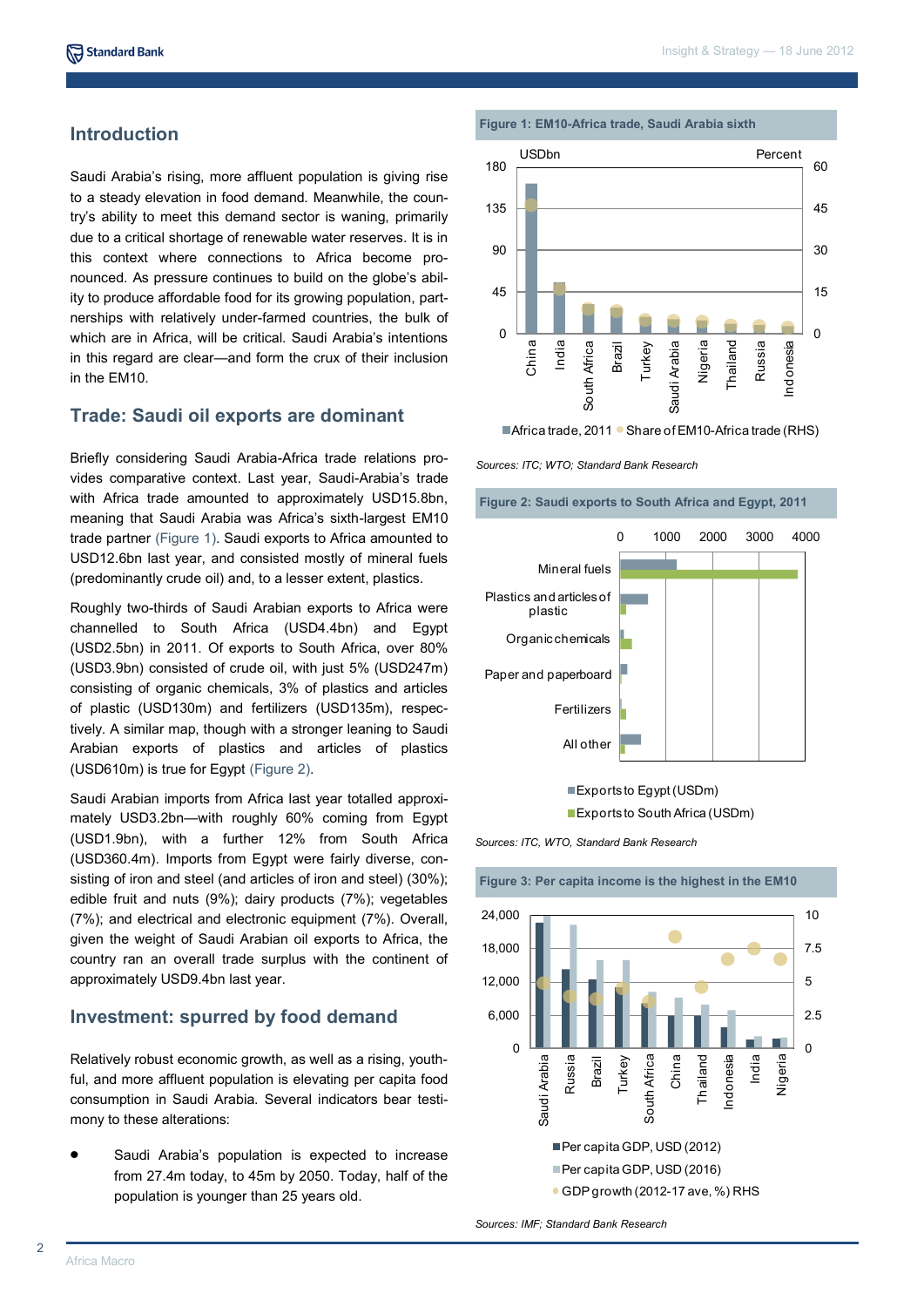## Introduction

Saudi Arabia's rising, more affluent population is giving rise to a steady elevation in food demand. Meanwhile, the country's ability to meet this demand sector is waning, primarily due to a critical shortage of renewable water reserves. It is in this context where connections to Africa become pronounced. As pressure continues to build on the globe's ability to produce affordable food for its growing population, partnerships with relatively under-farmed countries, the bulk of which are in Africa, will be critical. Saudi Arabia's intentions in this regard are clear—and form the crux of their inclusion in the EM10.

## Trade: Saudi oil exports are dominant

Briefly considering Saudi Arabia-Africa trade relations provides comparative context. Last year, Saudi-Arabia's trade with Africa trade amounted to approximately USD15.8bn, meaning that Saudi Arabia was Africa's sixth-largest EM10 trade partner (Figure 1). Saudi exports to Africa amounted to USD12.6bn last year, and consisted mostly of mineral fuels (predominantly crude oil) and, to a lesser extent, plastics.

Roughly two-thirds of Saudi Arabian exports to Africa were channelled to South Africa (USD4.4bn) and Egypt (USD2.5bn) in 2011. Of exports to South Africa, over 80% (USD3.9bn) consisted of crude oil, with just 5% (USD247m) consisting of organic chemicals, 3% of plastics and articles of plastic (USD130m) and fertilizers (USD135m), respectively. A similar map, though with a stronger leaning to Saudi Arabian exports of plastics and articles of plastics (USD610m) is true for Egypt (Figure 2).

Saudi Arabian imports from Africa last year totalled approximately USD3.2bn—with roughly 60% coming from Egypt (USD1.9bn), with a further 12% from South Africa (USD360.4m). Imports from Egypt were fairly diverse, consisting of iron and steel (and articles of iron and steel) (30%); edible fruit and nuts (9%); dairy products (7%); vegetables (7%); and electrical and electronic equipment (7%). Overall, given the weight of Saudi Arabian oil exports to Africa, the country ran an overall trade surplus with the continent of approximately USD9.4bn last year.

## Investment: spurred by food demand

Relatively robust economic growth, as well as a rising, youthful, and more affluent population is elevating per capita food consumption in Saudi Arabia. Several indicators bear testimony to these alterations:

- Saudi Arabia's population is expected to increase from 27.4m today, to 45m by 2050. Today, half of the population is younger than 25 years old.

**Figure 1: EM10-Africa trade, Saudi Arabia sixth**

Legend: Africa trade, 2011 (USDbn); Share of EM10-Africa trade (RHS, Percent)

Countries: China, India, South Africa, Brazil, Turkey, Saudi Arabia, Nigeria, Thailand, Russia, Indonesia

*Sources: ITC; WTO; Standard Bank Research*

**Figure 2: Saudi exports to South Africa and Egypt, 2011**

Categories: Mineral fuels; Plastics and articles of plastic; Organic chemicals; Paper and paperboard; Fertilizers; All other

Legend: Exports to Egypt (USDm); Exports to South Africa (USDm)

*Sources: ITC, WTO, Standard Bank Research*

**Figure 3: Per capita income is the highest in the EM10**

Countries: Saudi Arabia, Russia, Brazil, Turkey, South Africa, China, Thailand, Indonesia, India, Nigeria

Legend: Per capita GDP, USD (2012); Per capita GDP, USD (2016); GDP growth (2012-17 ave, %) RHS

*Sources: IMF; Standard Bank Research*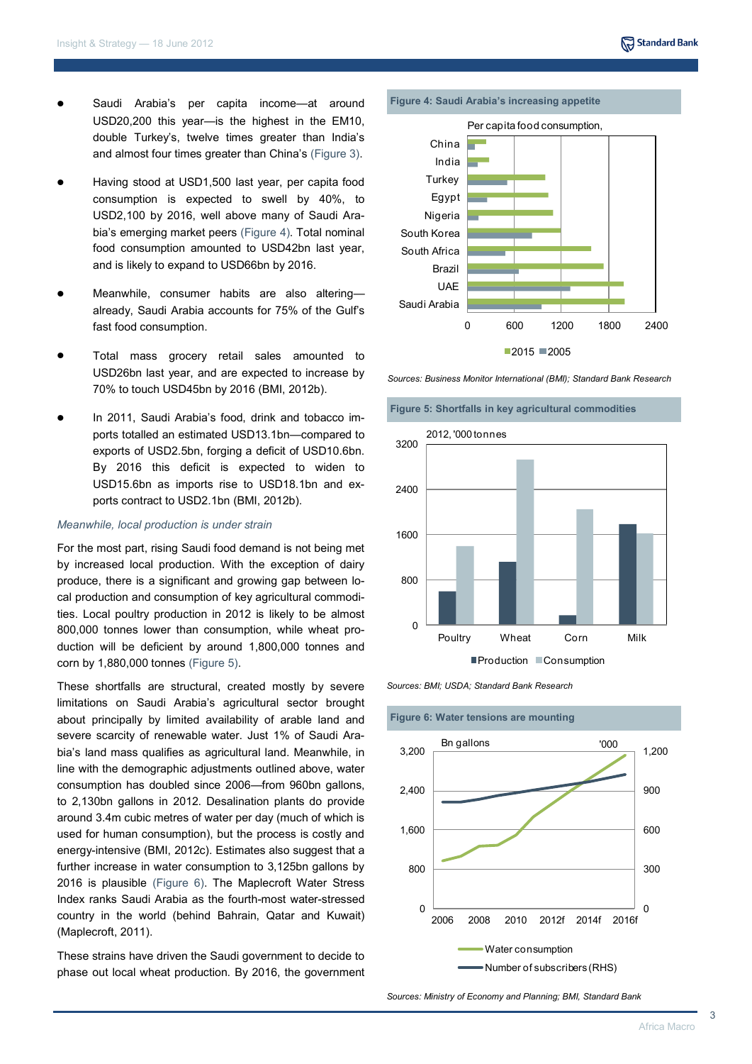- Saudi Arabia's per capita income—at around USD20,200 this year—is the highest in the EM10, double Turkey's, twelve times greater than India's and almost four times greater than China's (Figure 3).
- Having stood at USD1,500 last year, per capita food consumption is expected to swell by 40%, to USD2,100 by 2016, well above many of Saudi Arabia's emerging market peers (Figure 4). Total nominal food consumption amounted to USD42bn last year, and is likely to expand to USD66bn by 2016.
- Meanwhile, consumer habits are also altering—already, Saudi Arabia accounts for 75% of the Gulf's fast food consumption.
- Total mass grocery retail sales amounted to USD26bn last year, and are expected to increase by 70% to touch USD45bn by 2016 (BMI, 2012b).
- In 2011, Saudi Arabia's food, drink and tobacco imports totalled an estimated USD13.1bn—compared to exports of USD2.5bn, forging a deficit of USD10.6bn. By 2016 this deficit is expected to widen to USD15.6bn as imports rise to USD18.1bn and exports contract to USD2.1bn (BMI, 2012b).

*Meanwhile, local production is under strain*

For the most part, rising Saudi food demand is not being met by increased local production. With the exception of dairy produce, there is a significant and growing gap between local production and consumption of key agricultural commodities. Local poultry production in 2012 is likely to be almost 800,000 tonnes lower than consumption, while wheat production will be deficient by around 1,800,000 tonnes and corn by 1,880,000 tonnes (Figure 5).

These shortfalls are structural, created mostly by severe limitations on Saudi Arabia's agricultural sector brought about principally by limited availability of arable land and severe scarcity of renewable water. Just 1% of Saudi Arabia's land mass qualifies as agricultural land. Meanwhile, in line with the demographic adjustments outlined above, water consumption has doubled since 2006—from 960bn gallons, to 2,130bn gallons in 2012. Desalination plants do provide around 3.4m cubic metres of water per day (much of which is used for human consumption), but the process is costly and energy-intensive (BMI, 2012c). Estimates also suggest that a further increase in water consumption to 3,125bn gallons by 2016 is plausible (Figure 6). The Maplecroft Water Stress Index ranks Saudi Arabia as the fourth-most water-stressed country in the world (behind Bahrain, Qatar and Kuwait) (Maplecroft, 2011).

These strains have driven the Saudi government to decide to phase out local wheat production. By 2016, the government

**Figure 4: Saudi Arabia's increasing appetite**

Per capita food consumption, (2015, 2005)

Sources: Business Monitor International (BMI); Standard Bank Research

**Figure 5: Shortfalls in key agricultural commodities**

2012, '000 tonnes (Production, Consumption)

Sources: BMI; USDA; Standard Bank Research

**Figure 6: Water tensions are mounting**

Bn gallons; '000 (Water consumption; Number of subscribers (RHS))

Sources: Ministry of Economy and Planning; BMI, Standard Bank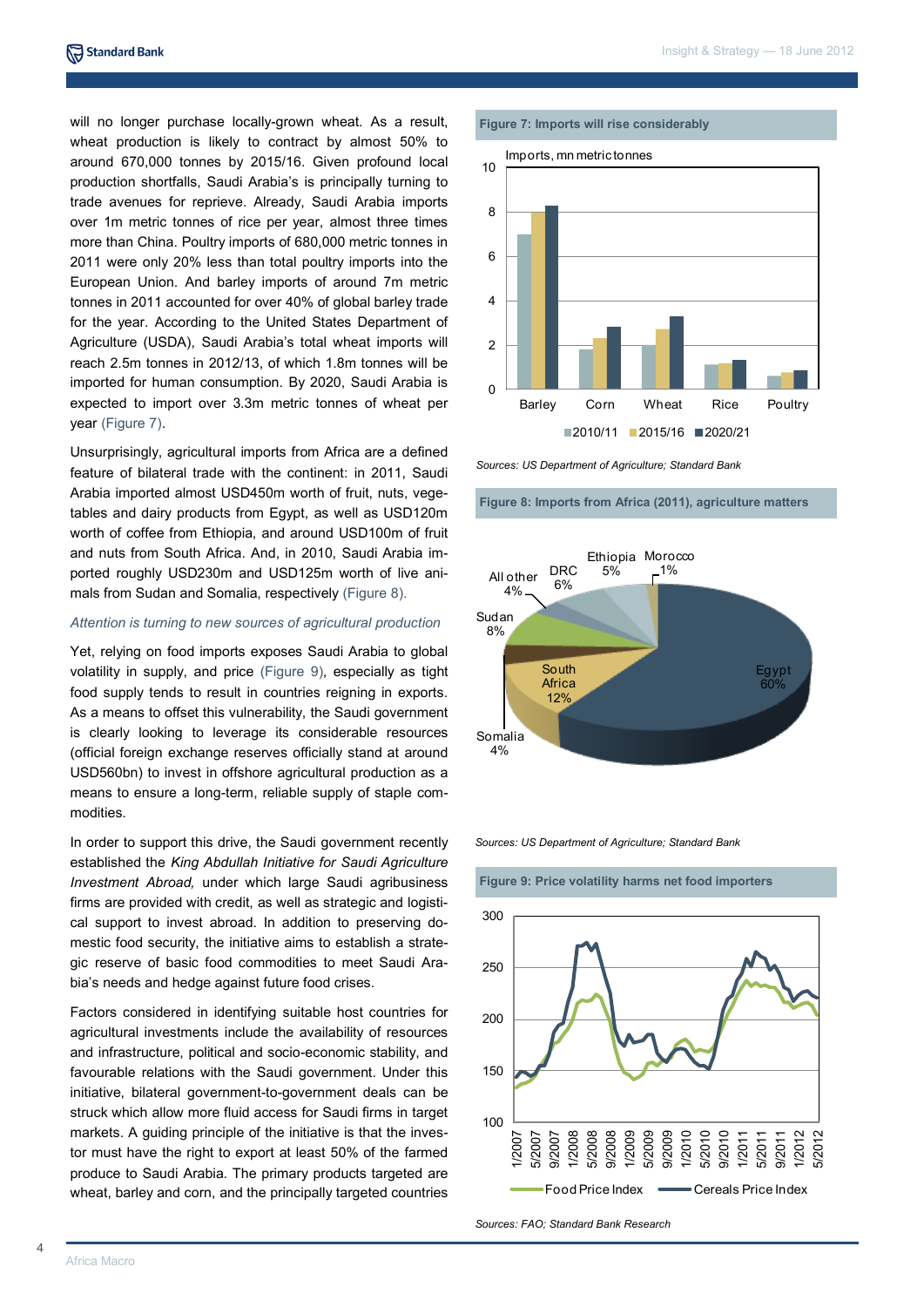will no longer purchase locally-grown wheat. As a result, wheat production is likely to contract by almost 50% to around 670,000 tonnes by 2015/16. Given profound local production shortfalls, Saudi Arabia's is principally turning to trade avenues for reprieve. Already, Saudi Arabia imports over 1m metric tonnes of rice per year, almost three times more than China. Poultry imports of 680,000 metric tonnes in 2011 were only 20% less than total poultry imports into the European Union. And barley imports of around 7m metric tonnes in 2011 accounted for over 40% of global barley trade for the year. According to the United States Department of Agriculture (USDA), Saudi Arabia's total wheat imports will reach 2.5m tonnes in 2012/13, of which 1.8m tonnes will be imported for human consumption. By 2020, Saudi Arabia is expected to import over 3.3m metric tonnes of wheat per year (Figure 7).

Unsurprisingly, agricultural imports from Africa are a defined feature of bilateral trade with the continent: in 2011, Saudi Arabia imported almost USD450m worth of fruit, nuts, vegetables and dairy products from Egypt, as well as USD120m worth of coffee from Ethiopia, and around USD100m of fruit and nuts from South Africa. And, in 2010, Saudi Arabia imported roughly USD230m and USD125m worth of live animals from Sudan and Somalia, respectively (Figure 8).

*Attention is turning to new sources of agricultural production*

Yet, relying on food imports exposes Saudi Arabia to global volatility in supply, and price (Figure 9), especially as tight food supply tends to result in countries reigning in exports. As a means to offset this vulnerability, the Saudi government is clearly looking to leverage its considerable resources (official foreign exchange reserves officially stand at around USD560bn) to invest in offshore agricultural production as a means to ensure a long-term, reliable supply of staple commodities.

In order to support this drive, the Saudi government recently established the *King Abdullah Initiative for Saudi Agriculture Investment Abroad,* under which large Saudi agribusiness firms are provided with credit, as well as strategic and logistical support to invest abroad. In addition to preserving domestic food security, the initiative aims to establish a strategic reserve of basic food commodities to meet Saudi Arabia's needs and hedge against future food crises.

Factors considered in identifying suitable host countries for agricultural investments include the availability of resources and infrastructure, political and socio-economic stability, and favourable relations with the Saudi government. Under this initiative, bilateral government-to-government deals can be struck which allow more fluid access for Saudi firms in target markets. A guiding principle of the initiative is that the investor must have the right to export at least 50% of the farmed produce to Saudi Arabia. The primary products targeted are wheat, barley and corn, and the principally targeted countries

**Figure 7: Imports will rise considerably**

*Sources: US Department of Agriculture; Standard Bank*

**Figure 8: Imports from Africa (2011), agriculture matters**

*Sources: US Department of Agriculture; Standard Bank*

**Figure 9: Price volatility harms net food importers**

*Sources: FAO; Standard Bank Research*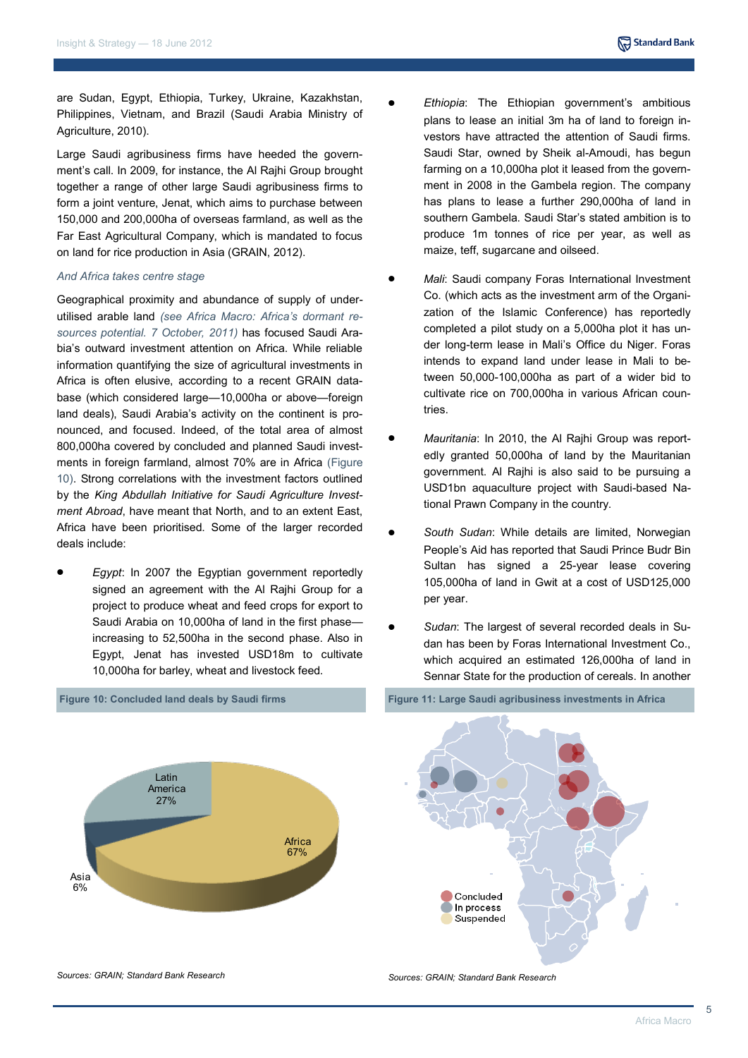are Sudan, Egypt, Ethiopia, Turkey, Ukraine, Kazakhstan, Philippines, Vietnam, and Brazil (Saudi Arabia Ministry of Agriculture, 2010).

Large Saudi agribusiness firms have heeded the government's call. In 2009, for instance, the Al Rajhi Group brought together a range of other large Saudi agribusiness firms to form a joint venture, Jenat, which aims to purchase between 150,000 and 200,000ha of overseas farmland, as well as the Far East Agricultural Company, which is mandated to focus on land for rice production in Asia (GRAIN, 2012).

*And Africa takes centre stage*

Geographical proximity and abundance of supply of underutilised arable land *(see Africa Macro: Africa's dormant resources potential. 7 October, 2011)* has focused Saudi Arabia's outward investment attention on Africa. While reliable information quantifying the size of agricultural investments in Africa is often elusive, according to a recent GRAIN database (which considered large—10,000ha or above—foreign land deals), Saudi Arabia's activity on the continent is pronounced, and focused. Indeed, of the total area of almost 800,000ha covered by concluded and planned Saudi investments in foreign farmland, almost 70% are in Africa (Figure 10). Strong correlations with the investment factors outlined by the *King Abdullah Initiative for Saudi Agriculture Investment Abroad*, have meant that North, and to an extent East, Africa have been prioritised. Some of the larger recorded deals include:

- *Egypt*: In 2007 the Egyptian government reportedly signed an agreement with the Al Rajhi Group for a project to produce wheat and feed crops for export to Saudi Arabia on 10,000ha of land in the first phase—increasing to 52,500ha in the second phase. Also in Egypt, Jenat has invested USD18m to cultivate 10,000ha for barley, wheat and livestock feed.

- *Ethiopia*: The Ethiopian government's ambitious plans to lease an initial 3m ha of land to foreign investors have attracted the attention of Saudi firms. Saudi Star, owned by Sheik al-Amoudi, has begun farming on a 10,000ha plot it leased from the government in 2008 in the Gambela region. The company has plans to lease a further 290,000ha of land in southern Gambela. Saudi Star's stated ambition is to produce 1m tonnes of rice per year, as well as maize, teff, sugarcane and oilseed.

- *Mali*: Saudi company Foras International Investment Co. (which acts as the investment arm of the Organization of the Islamic Conference) has reportedly completed a pilot study on a 5,000ha plot it has under long-term lease in Mali's Office du Niger. Foras intends to expand land under lease in Mali to between 50,000-100,000ha as part of a wider bid to cultivate rice on 700,000ha in various African countries.

- *Mauritania*: In 2010, the Al Rajhi Group was reportedly granted 50,000ha of land by the Mauritanian government. Al Rajhi is also said to be pursuing a USD1bn aquaculture project with Saudi-based National Prawn Company in the country.

- *South Sudan*: While details are limited, Norwegian People's Aid has reported that Saudi Prince Budr Bin Sultan has signed a 25-year lease covering 105,000ha of land in Gwit at a cost of USD125,000 per year.

- *Sudan*: The largest of several recorded deals in Sudan has been by Foras International Investment Co., which acquired an estimated 126,000ha of land in Sennar State for the production of cereals. In another

**Figure 10: Concluded land deals by Saudi firms**

| Region | Share |
|---|---|
| Africa | 67% |
| Latin America | 27% |
| Asia | 6% |

*Sources: GRAIN; Standard Bank Research*

**Figure 11: Large Saudi agribusiness investments in Africa**

Legend: Concluded; In process; Suspended

*Sources: GRAIN; Standard Bank Research*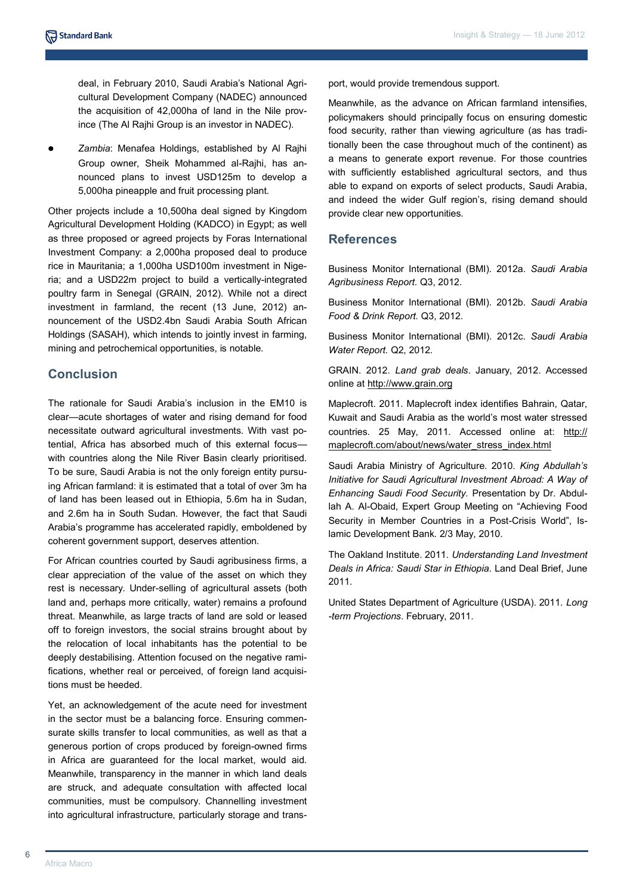deal, in February 2010, Saudi Arabia's National Agricultural Development Company (NADEC) announced the acquisition of 42,000ha of land in the Nile province (The Al Rajhi Group is an investor in NADEC).

- *Zambia*: Menafea Holdings, established by Al Rajhi Group owner, Sheik Mohammed al-Rajhi, has announced plans to invest USD125m to develop a 5,000ha pineapple and fruit processing plant.

Other projects include a 10,500ha deal signed by Kingdom Agricultural Development Holding (KADCO) in Egypt; as well as three proposed or agreed projects by Foras International Investment Company: a 2,000ha proposed deal to produce rice in Mauritania; a 1,000ha USD100m investment in Nigeria; and a USD22m project to build a vertically-integrated poultry farm in Senegal (GRAIN, 2012). While not a direct investment in farmland, the recent (13 June, 2012) announcement of the USD2.4bn Saudi Arabia South African Holdings (SASAH), which intends to jointly invest in farming, mining and petrochemical opportunities, is notable.

## Conclusion

The rationale for Saudi Arabia's inclusion in the EM10 is clear—acute shortages of water and rising demand for food necessitate outward agricultural investments. With vast potential, Africa has absorbed much of this external focus—with countries along the Nile River Basin clearly prioritised. To be sure, Saudi Arabia is not the only foreign entity pursuing African farmland: it is estimated that a total of over 3m ha of land has been leased out in Ethiopia, 5.6m ha in Sudan, and 2.6m ha in South Sudan. However, the fact that Saudi Arabia's programme has accelerated rapidly, emboldened by coherent government support, deserves attention.

For African countries courted by Saudi agribusiness firms, a clear appreciation of the value of the asset on which they rest is necessary. Under-selling of agricultural assets (both land and, perhaps more critically, water) remains a profound threat. Meanwhile, as large tracts of land are sold or leased off to foreign investors, the social strains brought about by the relocation of local inhabitants has the potential to be deeply destabilising. Attention focused on the negative ramifications, whether real or perceived, of foreign land acquisitions must be heeded.

Yet, an acknowledgement of the acute need for investment in the sector must be a balancing force. Ensuring commensurate skills transfer to local communities, as well as that a generous portion of crops produced by foreign-owned firms in Africa are guaranteed for the local market, would aid. Meanwhile, transparency in the manner in which land deals are struck, and adequate consultation with affected local communities, must be compulsory. Channelling investment into agricultural infrastructure, particularly storage and transport, would provide tremendous support.

Meanwhile, as the advance on African farmland intensifies, policymakers should principally focus on ensuring domestic food security, rather than viewing agriculture (as has traditionally been the case throughout much of the continent) as a means to generate export revenue. For those countries with sufficiently established agricultural sectors, and thus able to expand on exports of select products, Saudi Arabia, and indeed the wider Gulf region's, rising demand should provide clear new opportunities.

## References

Business Monitor International (BMI). 2012a. *Saudi Arabia Agribusiness Report.* Q3, 2012.

Business Monitor International (BMI). 2012b. *Saudi Arabia Food & Drink Report.* Q3, 2012.

Business Monitor International (BMI). 2012c. *Saudi Arabia Water Report.* Q2, 2012.

GRAIN. 2012. *Land grab deals*. January, 2012. Accessed online at http://www.grain.org

Maplecroft. 2011. Maplecroft index identifies Bahrain, Qatar, Kuwait and Saudi Arabia as the world's most water stressed countries. 25 May, 2011. Accessed online at: http://maplecroft.com/about/news/water_stress_index.html

Saudi Arabia Ministry of Agriculture. 2010. *King Abdullah's Initiative for Saudi Agricultural Investment Abroad: A Way of Enhancing Saudi Food Security.* Presentation by Dr. Abdullah A. Al-Obaid, Expert Group Meeting on "Achieving Food Security in Member Countries in a Post-Crisis World", Islamic Development Bank. 2/3 May, 2010.

The Oakland Institute. 2011. *Understanding Land Investment Deals in Africa: Saudi Star in Ethiopia*. Land Deal Brief, June 2011.

United States Department of Agriculture (USDA). 2011. *Long-term Projections*. February, 2011.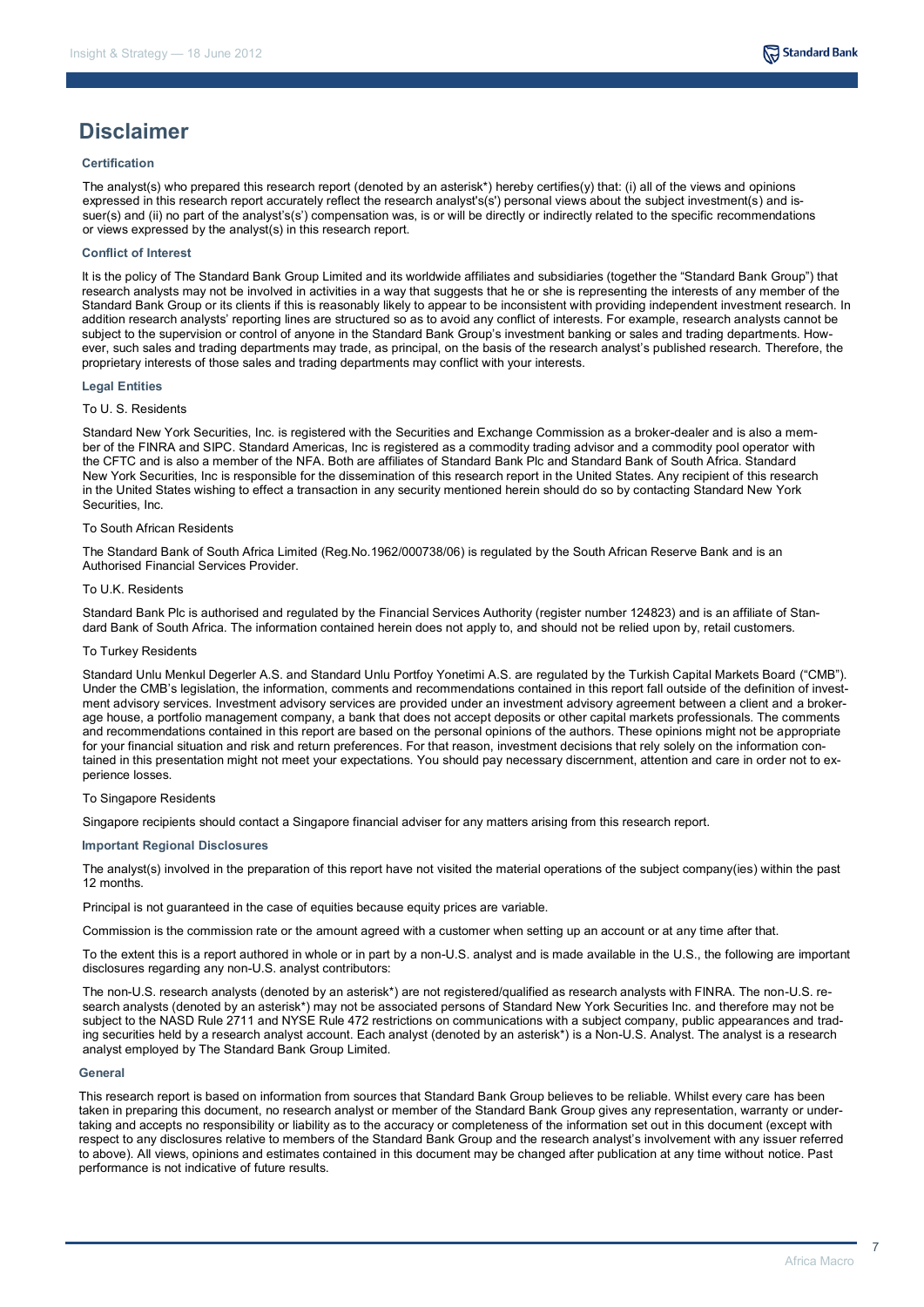# Disclaimer

### Certification

The analyst(s) who prepared this research report (denoted by an asterisk*) hereby certifies(y) that: (i) all of the views and opinions expressed in this research report accurately reflect the research analyst's(s') personal views about the subject investment(s) and issuer(s) and (ii) no part of the analyst's(s') compensation was, is or will be directly or indirectly related to the specific recommendations or views expressed by the analyst(s) in this research report.

### Conflict of Interest

It is the policy of The Standard Bank Group Limited and its worldwide affiliates and subsidiaries (together the "Standard Bank Group") that research analysts may not be involved in activities in a way that suggests that he or she is representing the interests of any member of the Standard Bank Group or its clients if this is reasonably likely to appear to be inconsistent with providing independent investment research. In addition research analysts' reporting lines are structured so as to avoid any conflict of interests. For example, research analysts cannot be subject to the supervision or control of anyone in the Standard Bank Group's investment banking or sales and trading departments. However, such sales and trading departments may trade, as principal, on the basis of the research analyst's published research. Therefore, the proprietary interests of those sales and trading departments may conflict with your interests.

### Legal Entities

To U. S. Residents

Standard New York Securities, Inc. is registered with the Securities and Exchange Commission as a broker-dealer and is also a member of the FINRA and SIPC. Standard Americas, Inc is registered as a commodity trading advisor and a commodity pool operator with the CFTC and is also a member of the NFA. Both are affiliates of Standard Bank Plc and Standard Bank of South Africa. Standard New York Securities, Inc is responsible for the dissemination of this research report in the United States. Any recipient of this research in the United States wishing to effect a transaction in any security mentioned herein should do so by contacting Standard New York Securities, Inc.

To South African Residents

The Standard Bank of South Africa Limited (Reg.No.1962/000738/06) is regulated by the South African Reserve Bank and is an Authorised Financial Services Provider.

To U.K. Residents

Standard Bank Plc is authorised and regulated by the Financial Services Authority (register number 124823) and is an affiliate of Standard Bank of South Africa. The information contained herein does not apply to, and should not be relied upon by, retail customers.

To Turkey Residents

Standard Unlu Menkul Degerler A.S. and Standard Unlu Portfoy Yonetimi A.S. are regulated by the Turkish Capital Markets Board ("CMB"). Under the CMB's legislation, the information, comments and recommendations contained in this report fall outside of the definition of investment advisory services. Investment advisory services are provided under an investment advisory agreement between a client and a brokerage house, a portfolio management company, a bank that does not accept deposits or other capital markets professionals. The comments and recommendations contained in this report are based on the personal opinions of the authors. These opinions might not be appropriate for your financial situation and risk and return preferences. For that reason, investment decisions that rely solely on the information contained in this presentation might not meet your expectations. You should pay necessary discernment, attention and care in order not to experience losses.

To Singapore Residents

Singapore recipients should contact a Singapore financial adviser for any matters arising from this research report.

### Important Regional Disclosures

The analyst(s) involved in the preparation of this report have not visited the material operations of the subject company(ies) within the past 12 months.

Principal is not guaranteed in the case of equities because equity prices are variable.

Commission is the commission rate or the amount agreed with a customer when setting up an account or at any time after that.

To the extent this is a report authored in whole or in part by a non-U.S. analyst and is made available in the U.S., the following are important disclosures regarding any non-U.S. analyst contributors:

The non-U.S. research analysts (denoted by an asterisk*) are not registered/qualified as research analysts with FINRA. The non-U.S. research analysts (denoted by an asterisk*) may not be associated persons of Standard New York Securities Inc. and therefore may not be subject to the NASD Rule 2711 and NYSE Rule 472 restrictions on communications with a subject company, public appearances and trading securities held by a research analyst account. Each analyst (denoted by an asterisk*) is a Non-U.S. Analyst. The analyst is a research analyst employed by The Standard Bank Group Limited.

### General

This research report is based on information from sources that Standard Bank Group believes to be reliable. Whilst every care has been taken in preparing this document, no research analyst or member of the Standard Bank Group gives any representation, warranty or undertaking and accepts no responsibility or liability as to the accuracy or completeness of the information set out in this document (except with respect to any disclosures relative to members of the Standard Bank Group and the research analyst's involvement with any issuer referred to above). All views, opinions and estimates contained in this document may be changed after publication at any time without notice. Past performance is not indicative of future results.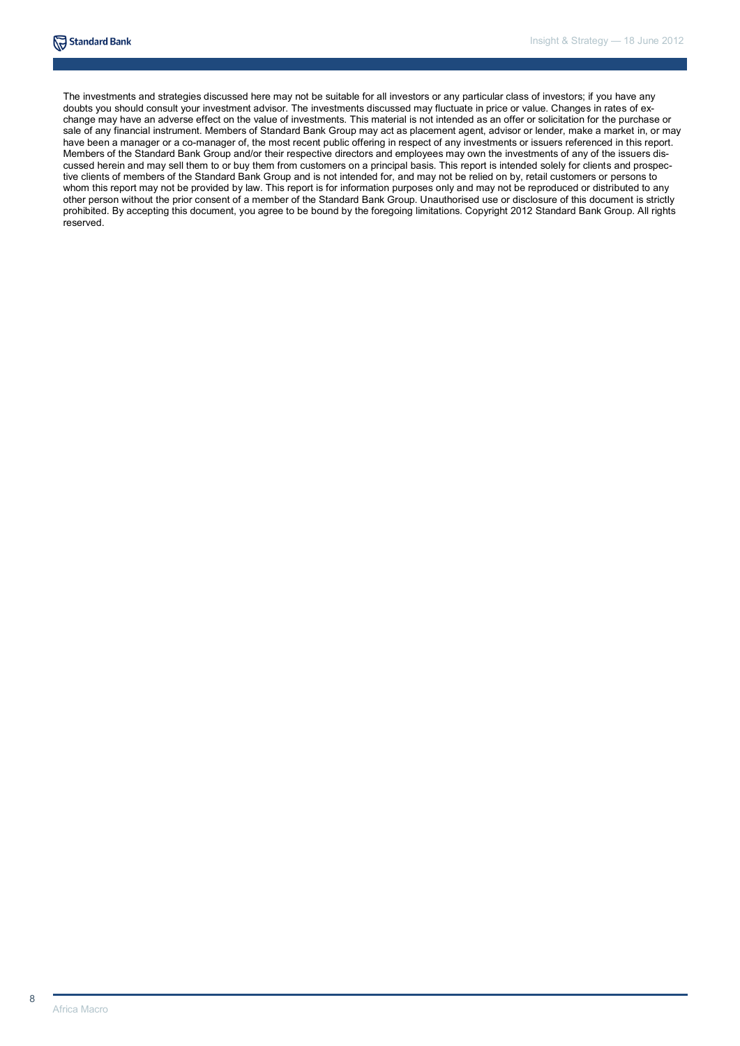The investments and strategies discussed here may not be suitable for all investors or any particular class of investors; if you have any doubts you should consult your investment advisor. The investments discussed may fluctuate in price or value. Changes in rates of exchange may have an adverse effect on the value of investments. This material is not intended as an offer or solicitation for the purchase or sale of any financial instrument. Members of Standard Bank Group may act as placement agent, advisor or lender, make a market in, or may have been a manager or a co-manager of, the most recent public offering in respect of any investments or issuers referenced in this report. Members of the Standard Bank Group and/or their respective directors and employees may own the investments of any of the issuers discussed herein and may sell them to or buy them from customers on a principal basis. This report is intended solely for clients and prospective clients of members of the Standard Bank Group and is not intended for, and may not be relied on by, retail customers or persons to whom this report may not be provided by law. This report is for information purposes only and may not be reproduced or distributed to any other person without the prior consent of a member of the Standard Bank Group. Unauthorised use or disclosure of this document is strictly prohibited. By accepting this document, you agree to be bound by the foregoing limitations. Copyright 2012 Standard Bank Group. All rights reserved.